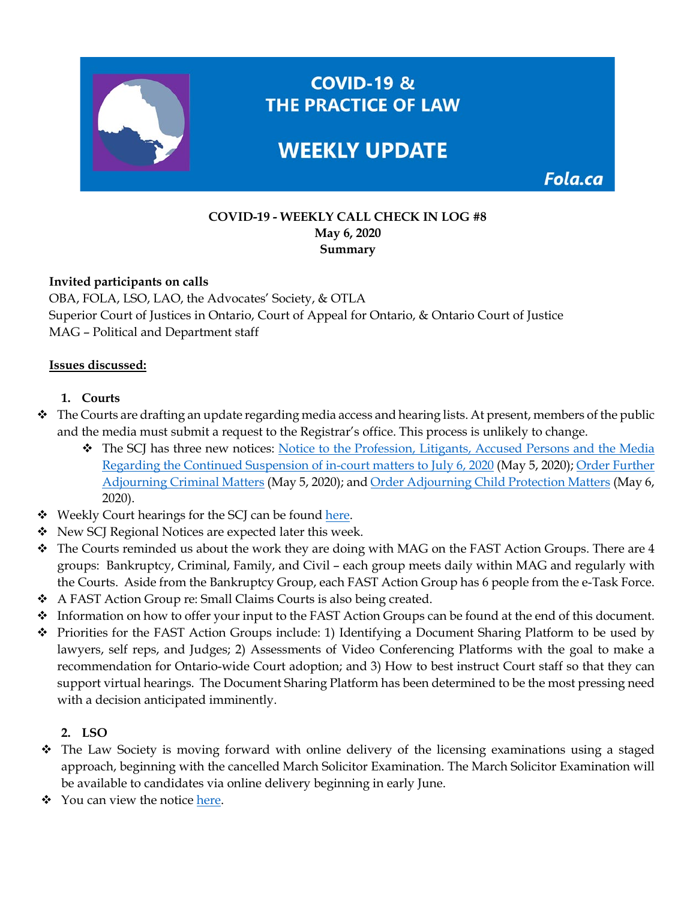# COVID-19 & THE PRACTICE OF LAW

# WEEKLY UPDATE

Fola.ca

**COVID-19 - WEEKLY CALL CHECK IN LOG #8**
**May 6, 2020**
**Summary**

**Invited participants on calls**
OBA, FOLA, LSO, LAO, the Advocates' Society, & OTLA
Superior Court of Justices in Ontario, Court of Appeal for Ontario, & Ontario Court of Justice
MAG – Political and Department staff

**Issues discussed:**

1. **Courts**

- The Courts are drafting an update regarding media access and hearing lists. At present, members of the public and the media must submit a request to the Registrar's office. This process is unlikely to change.
  - The SCJ has three new notices: Notice to the Profession, Litigants, Accused Persons and the Media Regarding the Continued Suspension of in-court matters to July 6, 2020 (May 5, 2020); Order Further Adjourning Criminal Matters (May 5, 2020); and Order Adjourning Child Protection Matters (May 6, 2020).
- Weekly Court hearings for the SCJ can be found here.
- New SCJ Regional Notices are expected later this week.
- The Courts reminded us about the work they are doing with MAG on the FAST Action Groups. There are 4 groups: Bankruptcy, Criminal, Family, and Civil – each group meets daily within MAG and regularly with the Courts. Aside from the Bankruptcy Group, each FAST Action Group has 6 people from the e-Task Force.
- A FAST Action Group re: Small Claims Courts is also being created.
- Information on how to offer your input to the FAST Action Groups can be found at the end of this document.
- Priorities for the FAST Action Groups include: 1) Identifying a Document Sharing Platform to be used by lawyers, self reps, and Judges; 2) Assessments of Video Conferencing Platforms with the goal to make a recommendation for Ontario-wide Court adoption; and 3) How to best instruct Court staff so that they can support virtual hearings. The Document Sharing Platform has been determined to be the most pressing need with a decision anticipated imminently.

2. **LSO**

- The Law Society is moving forward with online delivery of the licensing examinations using a staged approach, beginning with the cancelled March Solicitor Examination. The March Solicitor Examination will be available to candidates via online delivery beginning in early June.
- You can view the notice here.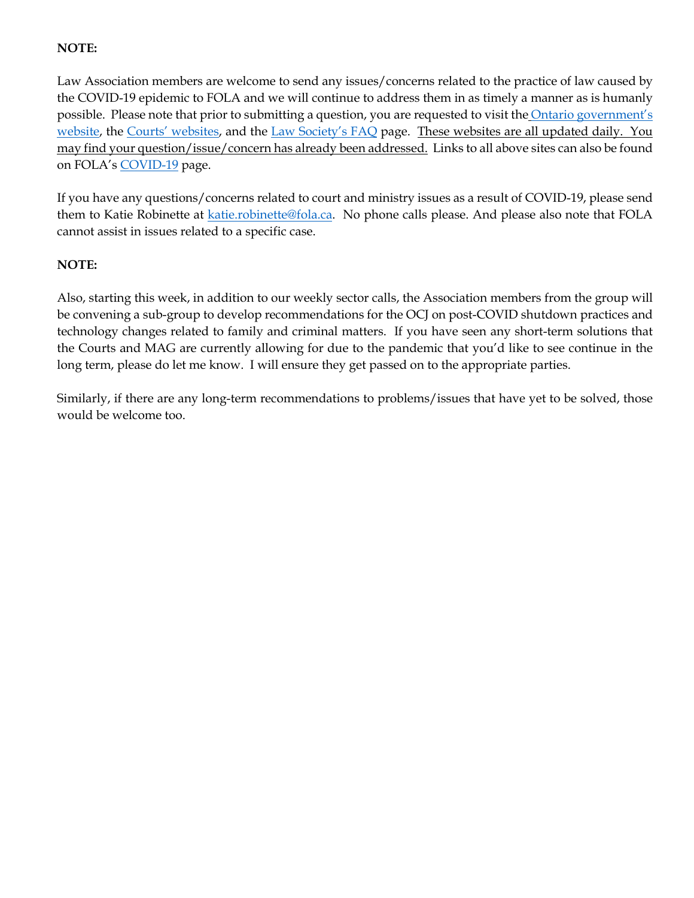**NOTE:**

Law Association members are welcome to send any issues/concerns related to the practice of law caused by the COVID-19 epidemic to FOLA and we will continue to address them in as timely a manner as is humanly possible. Please note that prior to submitting a question, you are requested to visit the Ontario government's website, the Courts' websites, and the Law Society's FAQ page. These websites are all updated daily. You may find your question/issue/concern has already been addressed. Links to all above sites can also be found on FOLA's COVID-19 page.

If you have any questions/concerns related to court and ministry issues as a result of COVID-19, please send them to Katie Robinette at katie.robinette@fola.ca. No phone calls please. And please also note that FOLA cannot assist in issues related to a specific case.

**NOTE:**

Also, starting this week, in addition to our weekly sector calls, the Association members from the group will be convening a sub-group to develop recommendations for the OCJ on post-COVID shutdown practices and technology changes related to family and criminal matters. If you have seen any short-term solutions that the Courts and MAG are currently allowing for due to the pandemic that you'd like to see continue in the long term, please do let me know. I will ensure they get passed on to the appropriate parties.

Similarly, if there are any long-term recommendations to problems/issues that have yet to be solved, those would be welcome too.